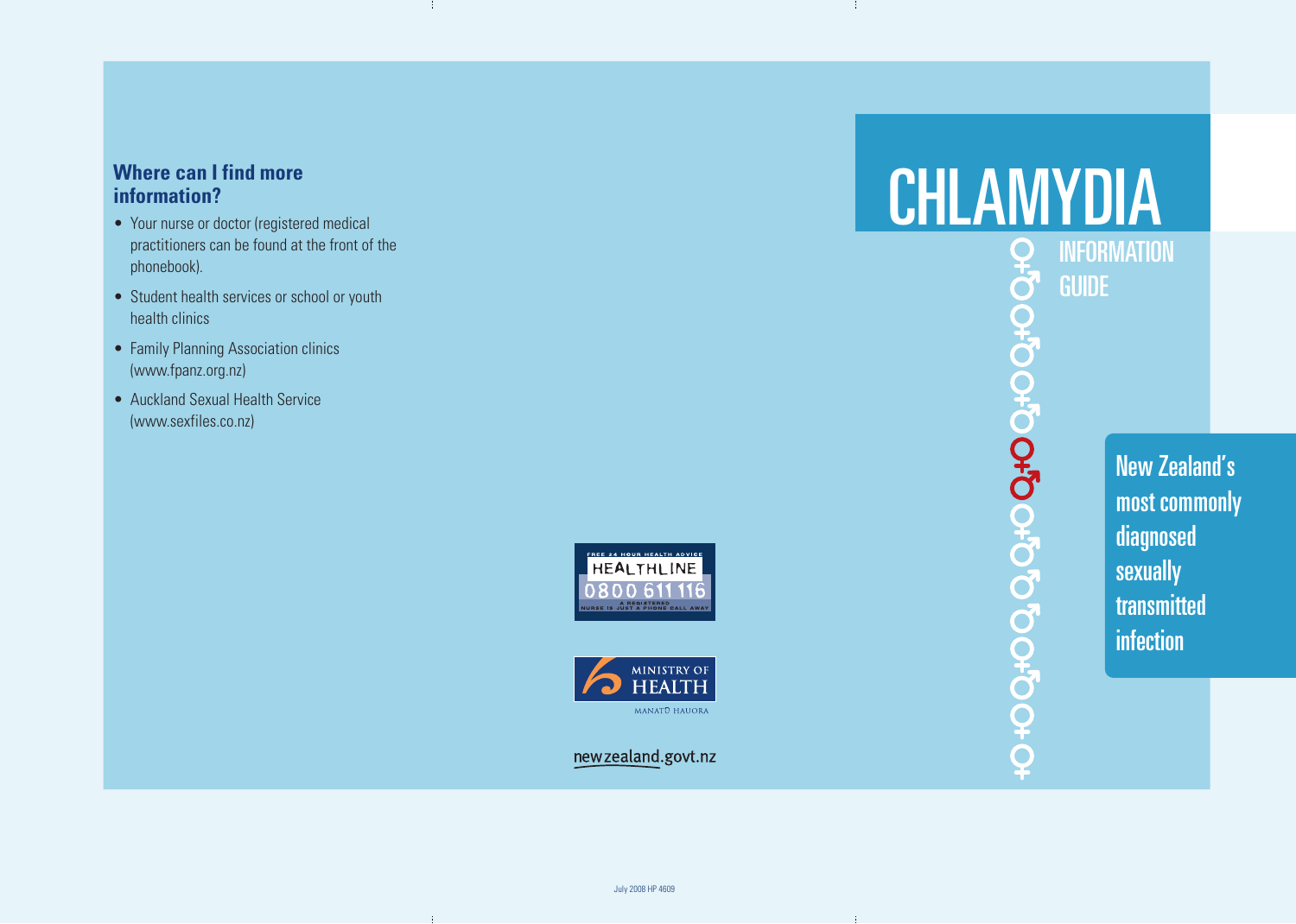## Where can I find more information?

- Your nurse or doctor (registered medical practitioners can be found at the front of the phonebook).
- Student health services or school or youth health clinics
- Family Planning Association clinics (www.fpanz.org.nz)
- Auckland Sexual Health Service (www.sexfiles.co.nz)

FREE 24 HOUR HEALTH ADVICE
HEALTHLINE
0800 611 116
A REGISTERED NURSE IS JUST A PHONE CALL AWAY

MINISTRY OF HEALTH
MANATŪ HAUORA

newzealand.govt.nz

July 2008 HP 4609

# CHLAMYDIA

INFORMATION GUIDE

New Zealand's most commonly diagnosed sexually transmitted infection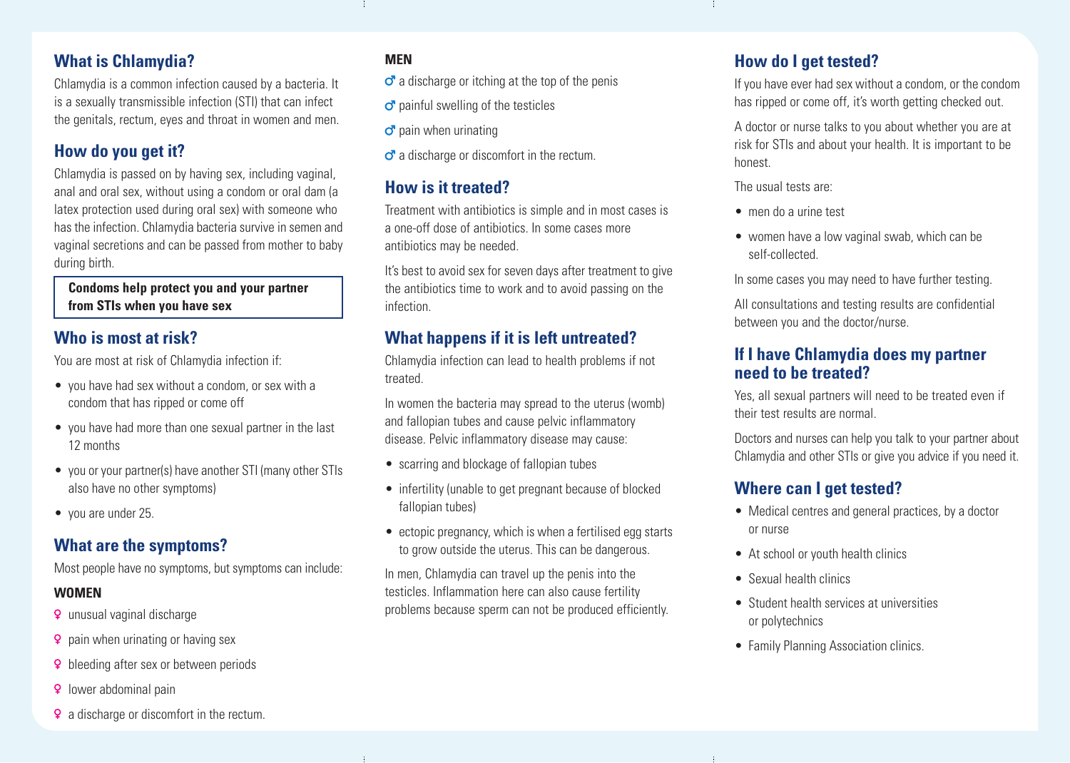## What is Chlamydia?

Chlamydia is a common infection caused by a bacteria. It is a sexually transmissible infection (STI) that can infect the genitals, rectum, eyes and throat in women and men.

## How do you get it?

Chlamydia is passed on by having sex, including vaginal, anal and oral sex, without using a condom or oral dam (a latex protection used during oral sex) with someone who has the infection. Chlamydia bacteria survive in semen and vaginal secretions and can be passed from mother to baby during birth.

> **Condoms help protect you and your partner from STIs when you have sex**

## Who is most at risk?

You are most at risk of Chlamydia infection if:

- you have had sex without a condom, or sex with a condom that has ripped or come off
- you have had more than one sexual partner in the last 12 months
- you or your partner(s) have another STI (many other STIs also have no other symptoms)
- you are under 25.

## What are the symptoms?

Most people have no symptoms, but symptoms can include:

**WOMEN**

- ♀ unusual vaginal discharge
- ♀ pain when urinating or having sex
- ♀ bleeding after sex or between periods
- ♀ lower abdominal pain
- ♀ a discharge or discomfort in the rectum.

**MEN**

- ♂ a discharge or itching at the top of the penis
- ♂ painful swelling of the testicles
- ♂ pain when urinating
- ♂ a discharge or discomfort in the rectum.

## How is it treated?

Treatment with antibiotics is simple and in most cases is a one-off dose of antibiotics. In some cases more antibiotics may be needed.

It's best to avoid sex for seven days after treatment to give the antibiotics time to work and to avoid passing on the infection.

## What happens if it is left untreated?

Chlamydia infection can lead to health problems if not treated.

In women the bacteria may spread to the uterus (womb) and fallopian tubes and cause pelvic inflammatory disease. Pelvic inflammatory disease may cause:

- scarring and blockage of fallopian tubes
- infertility (unable to get pregnant because of blocked fallopian tubes)
- ectopic pregnancy, which is when a fertilised egg starts to grow outside the uterus. This can be dangerous.

In men, Chlamydia can travel up the penis into the testicles. Inflammation here can also cause fertility problems because sperm can not be produced efficiently.

## How do I get tested?

If you have ever had sex without a condom, or the condom has ripped or come off, it's worth getting checked out.

A doctor or nurse talks to you about whether you are at risk for STIs and about your health. It is important to be honest.

The usual tests are:

- men do a urine test
- women have a low vaginal swab, which can be self-collected.

In some cases you may need to have further testing.

All consultations and testing results are confidential between you and the doctor/nurse.

## If I have Chlamydia does my partner need to be treated?

Yes, all sexual partners will need to be treated even if their test results are normal.

Doctors and nurses can help you talk to your partner about Chlamydia and other STIs or give you advice if you need it.

## Where can I get tested?

- Medical centres and general practices, by a doctor or nurse
- At school or youth health clinics
- Sexual health clinics
- Student health services at universities or polytechnics
- Family Planning Association clinics.